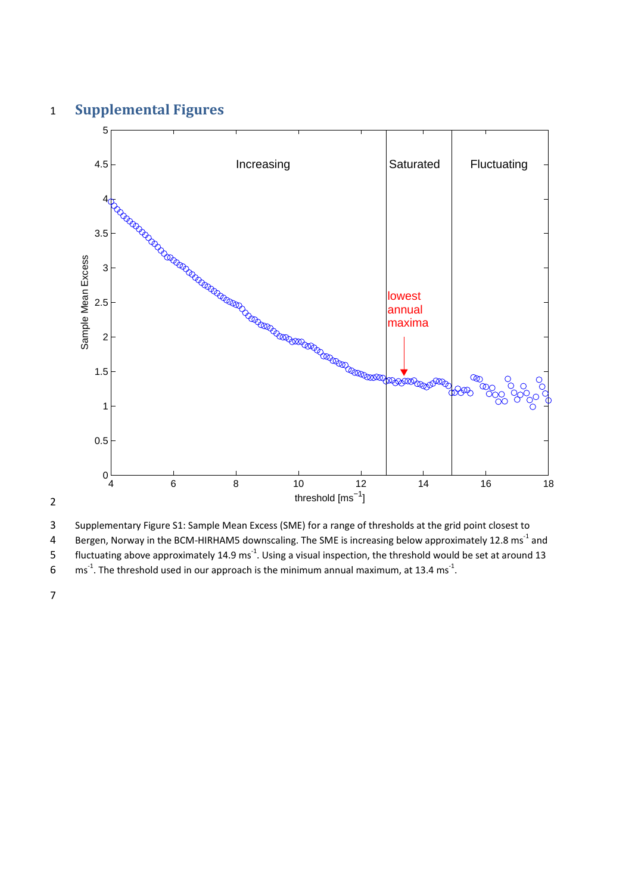# Supplemental Figures

Supplementary Figure S1: Sample Mean Excess (SME) for a range of thresholds at the grid point closest to Bergen, Norway in the BCM-HIRHAM5 downscaling. The SME is increasing below approximately 12.8 $ms^{-1}$ and fluctuating above approximately 14.9 $ms^{-1}$. Using a visual inspection, the threshold would be set at around 13 $ms^{-1}$. The threshold used in our approach is the minimum annual maximum, at 13.4 $ms^{-1}$.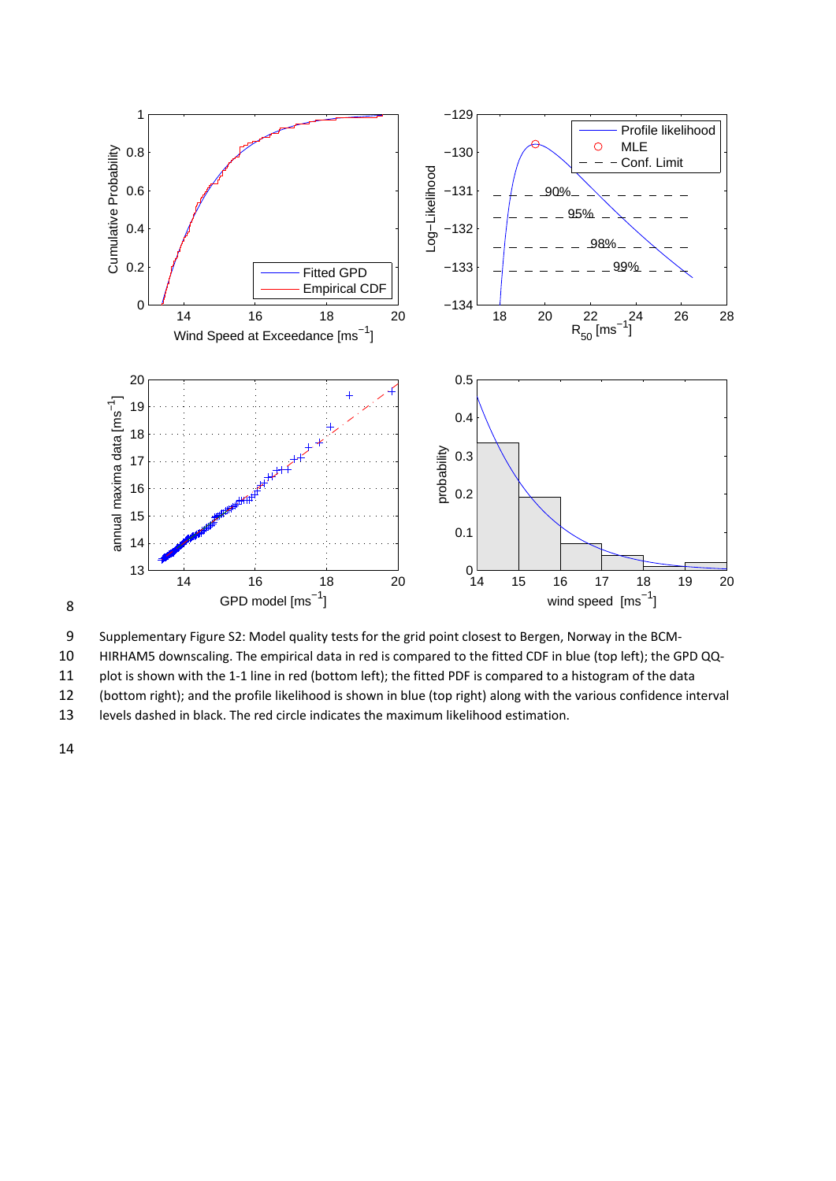Supplementary Figure S2: Model quality tests for the grid point closest to Bergen, Norway in the BCM-HIRHAM5 downscaling. The empirical data in red is compared to the fitted CDF in blue (top left); the GPD QQ-plot is shown with the 1-1 line in red (bottom left); the fitted PDF is compared to a histogram of the data (bottom right); and the profile likelihood is shown in blue (top right) along with the various confidence interval levels dashed in black. The red circle indicates the maximum likelihood estimation.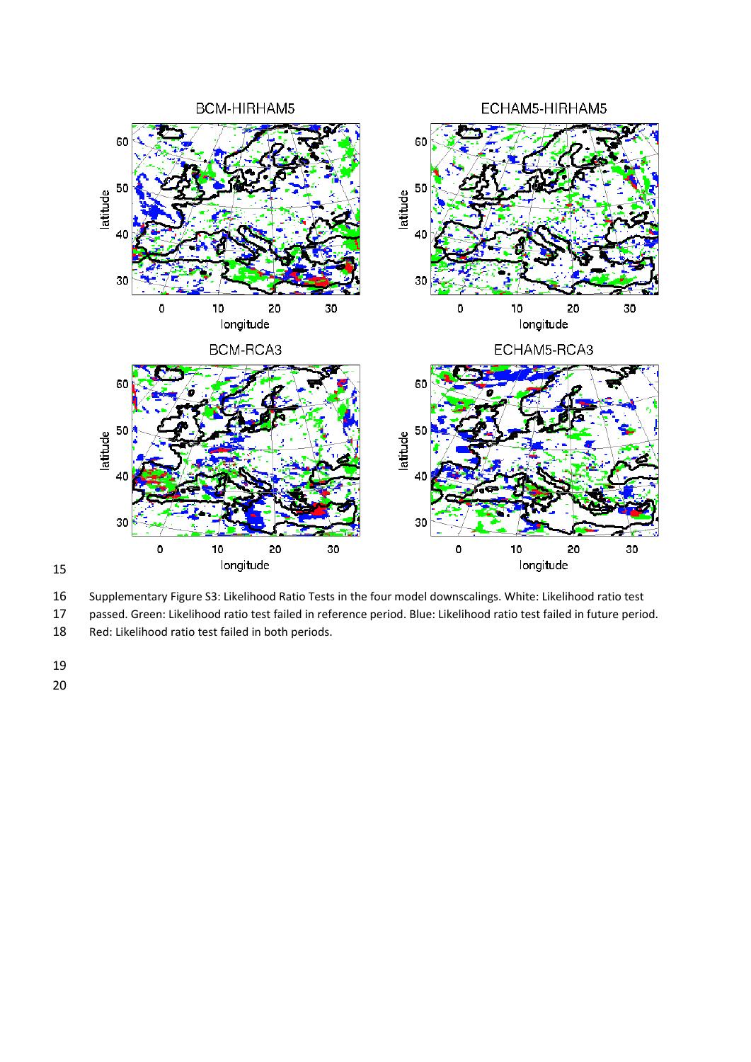BCM-HIRHAM5

ECHAM5-HIRHAM5

BCM-RCA3

ECHAM5-RCA3

latitude

longitude

60
50
40
30

0
10
20
30

Supplementary Figure S3: Likelihood Ratio Tests in the four model downscalings. White: Likelihood ratio test passed. Green: Likelihood ratio test failed in reference period. Blue: Likelihood ratio test failed in future period. Red: Likelihood ratio test failed in both periods.